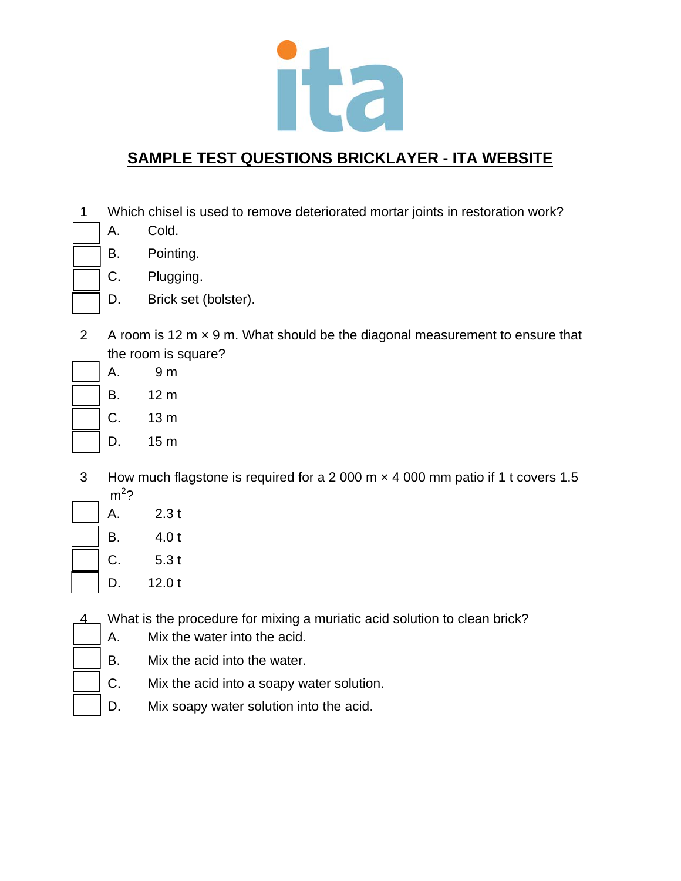## SAMPLE TEST QUESTIONS BRICKLAYER - ITA WEBSITE

1 Which chisel is used to remove deteriorated mortar joints in restoration work?

- [ ] A. Cold.
- [ ] B. Pointing.
- [ ] C. Plugging.
- [ ] D. Brick set (bolster).

2 A room is 12 m × 9 m. What should be the diagonal measurement to ensure that the room is square?

- [ ] A. 9 m
- [ ] B. 12 m
- [ ] C. 13 m
- [ ] D. 15 m

3 How much flagstone is required for a 2 000 m × 4 000 mm patio if 1 t covers 1.5 $m^2$?

- [ ] A. 2.3 t
- [ ] B. 4.0 t
- [ ] C. 5.3 t
- [ ] D. 12.0 t

4 What is the procedure for mixing a muriatic acid solution to clean brick?

- [ ] A. Mix the water into the acid.
- [ ] B. Mix the acid into the water.
- [ ] C. Mix the acid into a soapy water solution.
- [ ] D. Mix soapy water solution into the acid.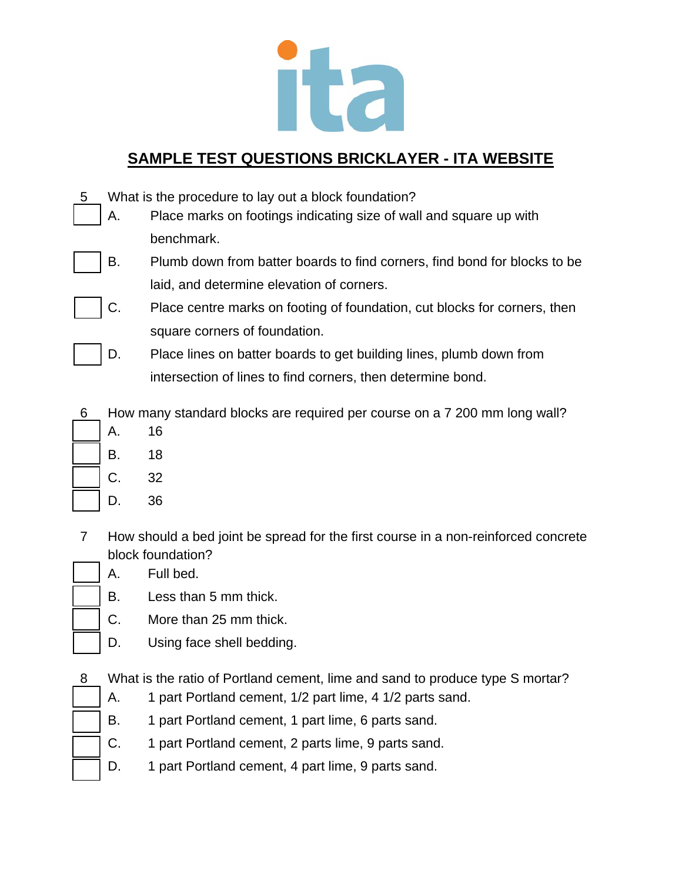## SAMPLE TEST QUESTIONS BRICKLAYER - ITA WEBSITE

5 What is the procedure to lay out a block foundation?

- [ ] A. Place marks on footings indicating size of wall and square up with benchmark.
- [ ] B. Plumb down from batter boards to find corners, find bond for blocks to be laid, and determine elevation of corners.
- [ ] C. Place centre marks on footing of foundation, cut blocks for corners, then square corners of foundation.
- [ ] D. Place lines on batter boards to get building lines, plumb down from intersection of lines to find corners, then determine bond.

6 How many standard blocks are required per course on a 7 200 mm long wall?

- [ ] A. 16
- [ ] B. 18
- [ ] C. 32
- [ ] D. 36

7 How should a bed joint be spread for the first course in a non-reinforced concrete block foundation?

- [ ] A. Full bed.
- [ ] B. Less than 5 mm thick.
- [ ] C. More than 25 mm thick.
- [ ] D. Using face shell bedding.

8 What is the ratio of Portland cement, lime and sand to produce type S mortar?

- [ ] A. 1 part Portland cement, 1/2 part lime, 4 1/2 parts sand.
- [ ] B. 1 part Portland cement, 1 part lime, 6 parts sand.
- [ ] C. 1 part Portland cement, 2 parts lime, 9 parts sand.
- [ ] D. 1 part Portland cement, 4 part lime, 9 parts sand.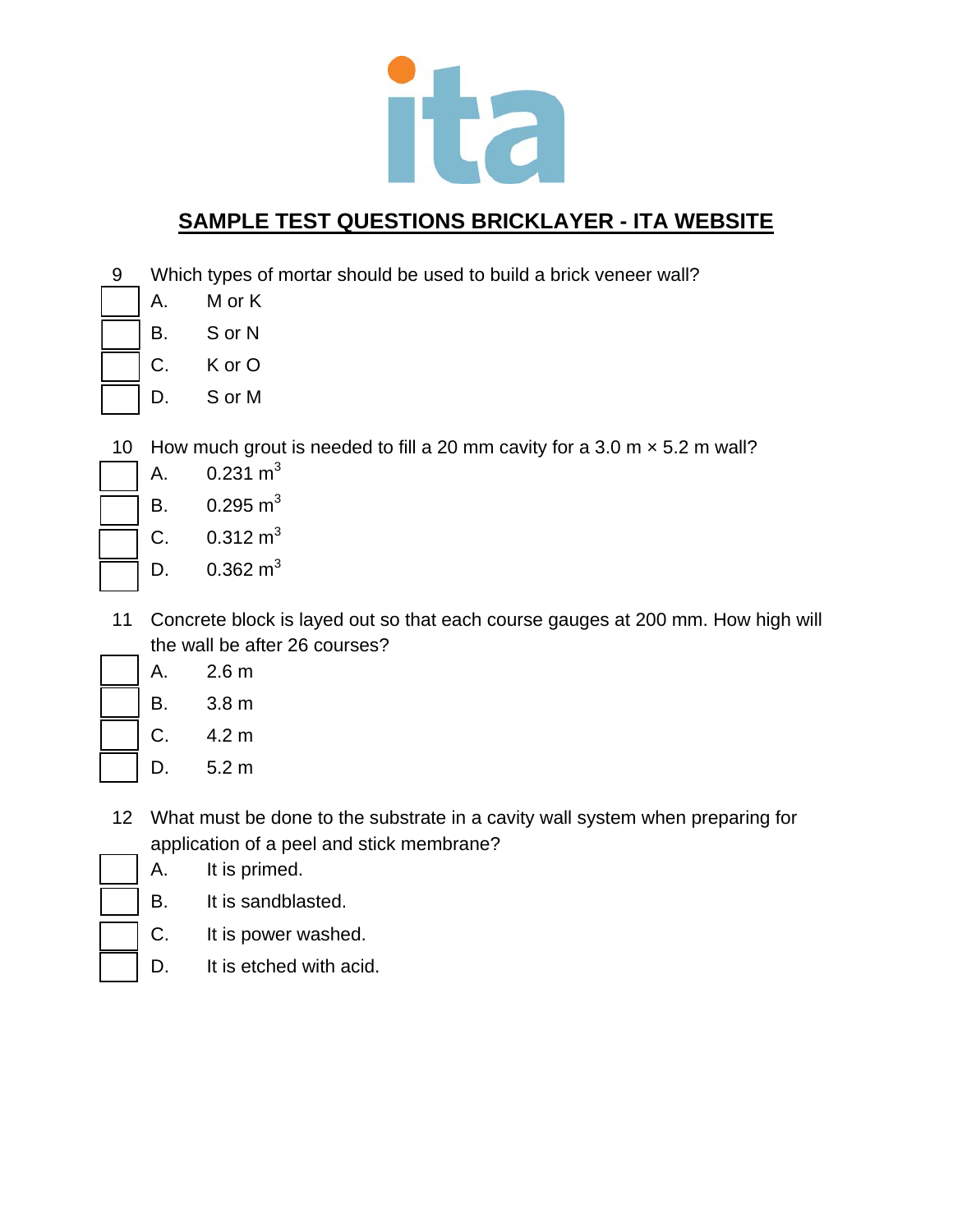## SAMPLE TEST QUESTIONS BRICKLAYER - ITA WEBSITE

9 Which types of mortar should be used to build a brick veneer wall?

- A. M or K
- B. S or N
- C. K or O
- D. S or M

10 How much grout is needed to fill a 20 mm cavity for a 3.0 m × 5.2 m wall?

- A. 0.231 $m^3$
- B. 0.295 $m^3$
- C. 0.312 $m^3$
- D. 0.362 $m^3$

11 Concrete block is layed out so that each course gauges at 200 mm. How high will the wall be after 26 courses?

- A. 2.6 m
- B. 3.8 m
- C. 4.2 m
- D. 5.2 m

12 What must be done to the substrate in a cavity wall system when preparing for application of a peel and stick membrane?

- A. It is primed.
- B. It is sandblasted.
- C. It is power washed.
- D. It is etched with acid.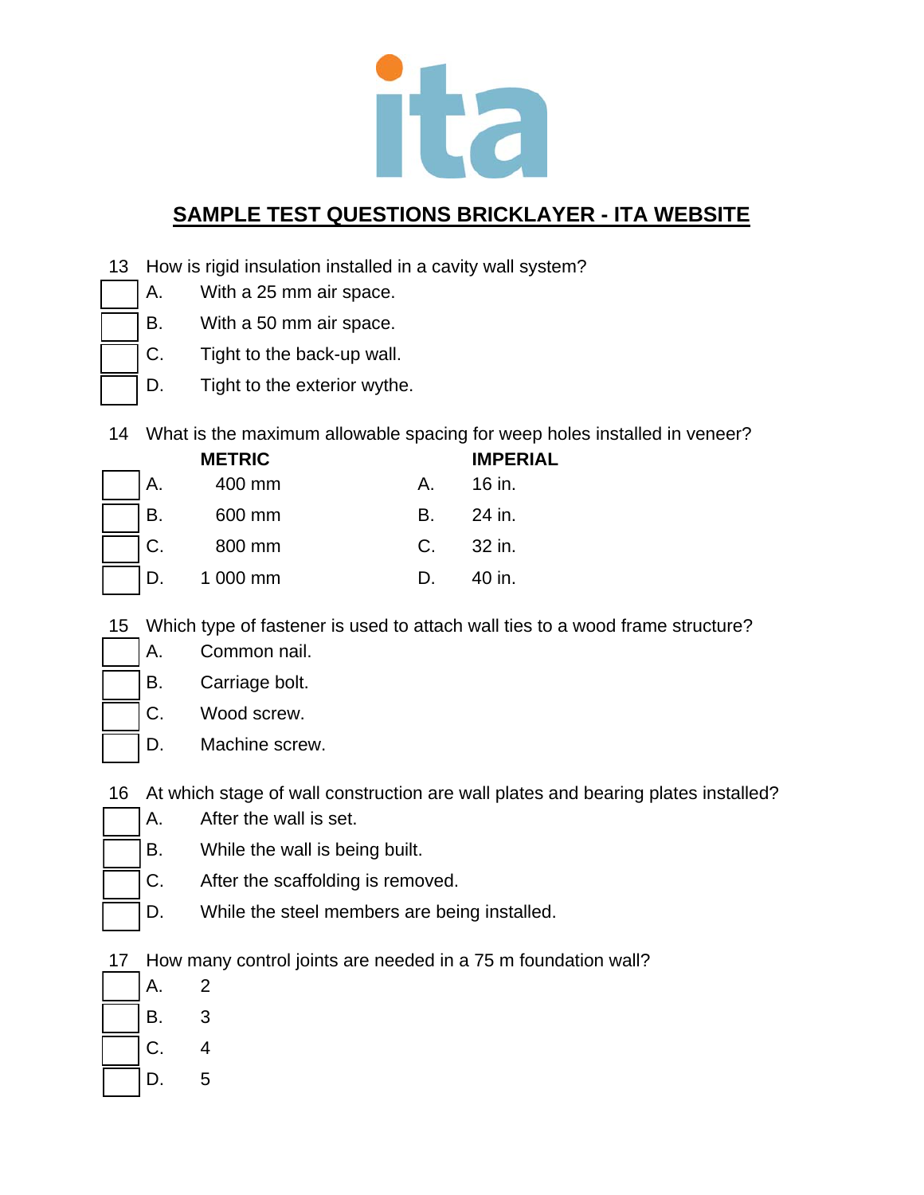ita

## SAMPLE TEST QUESTIONS BRICKLAYER - ITA WEBSITE

13 How is rigid insulation installed in a cavity wall system?

- [ ] A. With a 25 mm air space.
- [ ] B. With a 50 mm air space.
- [ ] C. Tight to the back-up wall.
- [ ] D. Tight to the exterior wythe.

14 What is the maximum allowable spacing for weep holes installed in veneer?

| | METRIC | | IMPERIAL |
|---|---|---|---|
| A. | 400 mm | A. | 16 in. |
| B. | 600 mm | B. | 24 in. |
| C. | 800 mm | C. | 32 in. |
| D. | 1 000 mm | D. | 40 in. |

15 Which type of fastener is used to attach wall ties to a wood frame structure?

- [ ] A. Common nail.
- [ ] B. Carriage bolt.
- [ ] C. Wood screw.
- [ ] D. Machine screw.

16 At which stage of wall construction are wall plates and bearing plates installed?

- [ ] A. After the wall is set.
- [ ] B. While the wall is being built.
- [ ] C. After the scaffolding is removed.
- [ ] D. While the steel members are being installed.

17 How many control joints are needed in a 75 m foundation wall?

- [ ] A. 2
- [ ] B. 3
- [ ] C. 4
- [ ] D. 5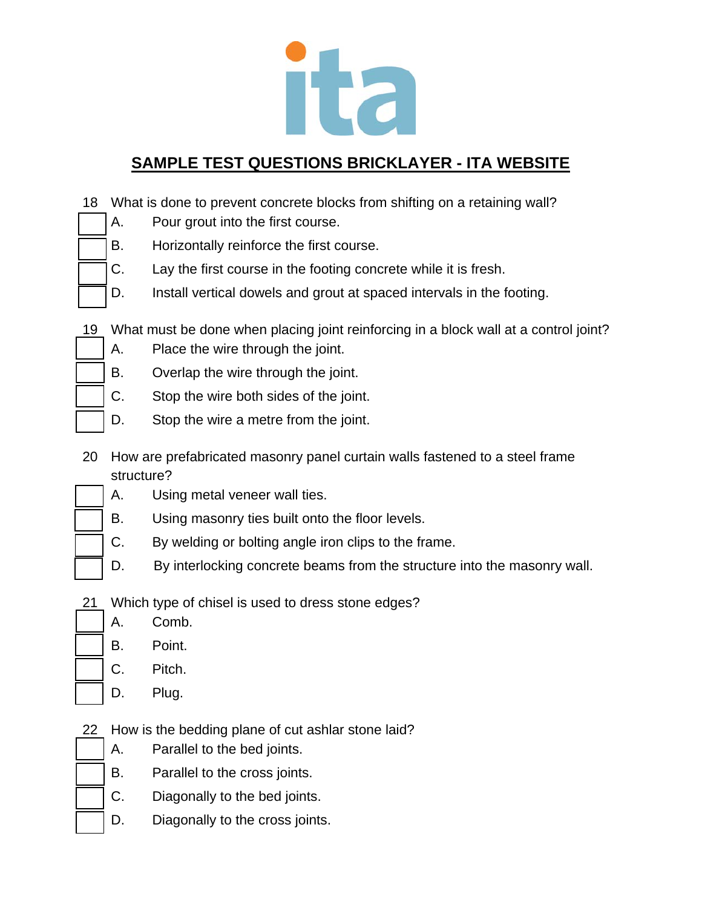## SAMPLE TEST QUESTIONS BRICKLAYER - ITA WEBSITE

18 What is done to prevent concrete blocks from shifting on a retaining wall?

- [ ] A. Pour grout into the first course.
- [ ] B. Horizontally reinforce the first course.
- [ ] C. Lay the first course in the footing concrete while it is fresh.
- [ ] D. Install vertical dowels and grout at spaced intervals in the footing.

19 What must be done when placing joint reinforcing in a block wall at a control joint?

- [ ] A. Place the wire through the joint.
- [ ] B. Overlap the wire through the joint.
- [ ] C. Stop the wire both sides of the joint.
- [ ] D. Stop the wire a metre from the joint.

20 How are prefabricated masonry panel curtain walls fastened to a steel frame structure?

- [ ] A. Using metal veneer wall ties.
- [ ] B. Using masonry ties built onto the floor levels.
- [ ] C. By welding or bolting angle iron clips to the frame.
- [ ] D. By interlocking concrete beams from the structure into the masonry wall.

21 Which type of chisel is used to dress stone edges?

- [ ] A. Comb.
- [ ] B. Point.
- [ ] C. Pitch.
- [ ] D. Plug.

22 How is the bedding plane of cut ashlar stone laid?

- [ ] A. Parallel to the bed joints.
- [ ] B. Parallel to the cross joints.
- [ ] C. Diagonally to the bed joints.
- [ ] D. Diagonally to the cross joints.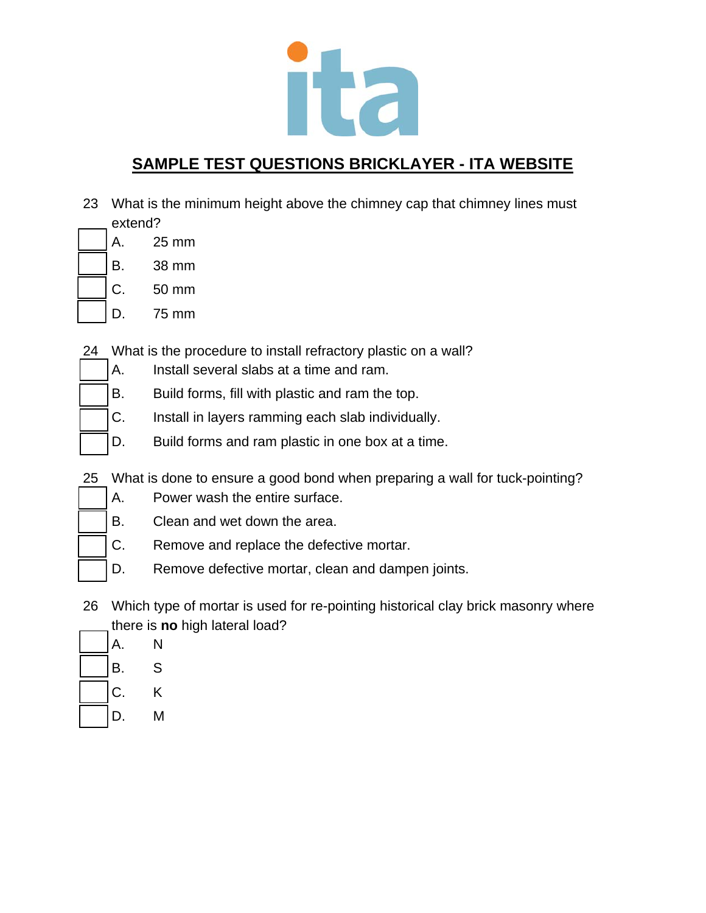## SAMPLE TEST QUESTIONS BRICKLAYER - ITA WEBSITE

23 What is the minimum height above the chimney cap that chimney lines must extend?

- [ ] A. 25 mm
- [ ] B. 38 mm
- [ ] C. 50 mm
- [ ] D. 75 mm

24 What is the procedure to install refractory plastic on a wall?

- [ ] A. Install several slabs at a time and ram.
- [ ] B. Build forms, fill with plastic and ram the top.
- [ ] C. Install in layers ramming each slab individually.
- [ ] D. Build forms and ram plastic in one box at a time.

25 What is done to ensure a good bond when preparing a wall for tuck-pointing?

- [ ] A. Power wash the entire surface.
- [ ] B. Clean and wet down the area.
- [ ] C. Remove and replace the defective mortar.
- [ ] D. Remove defective mortar, clean and dampen joints.

26 Which type of mortar is used for re-pointing historical clay brick masonry where there is **no** high lateral load?

- [ ] A. N
- [ ] B. S
- [ ] C. K
- [ ] D. M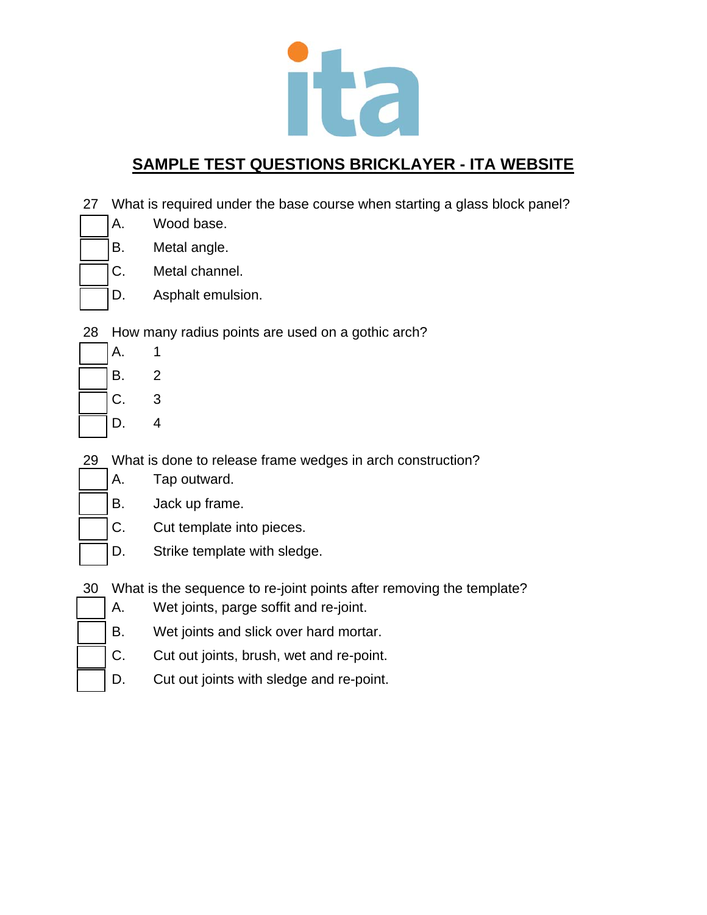## SAMPLE TEST QUESTIONS BRICKLAYER - ITA WEBSITE

27 What is required under the base course when starting a glass block panel?

- A. Wood base.
- B. Metal angle.
- C. Metal channel.
- D. Asphalt emulsion.

28 How many radius points are used on a gothic arch?

- A. 1
- B. 2
- C. 3
- D. 4

29 What is done to release frame wedges in arch construction?

- A. Tap outward.
- B. Jack up frame.
- C. Cut template into pieces.
- D. Strike template with sledge.

30 What is the sequence to re-joint points after removing the template?

- A. Wet joints, parge soffit and re-joint.
- B. Wet joints and slick over hard mortar.
- C. Cut out joints, brush, wet and re-point.
- D. Cut out joints with sledge and re-point.